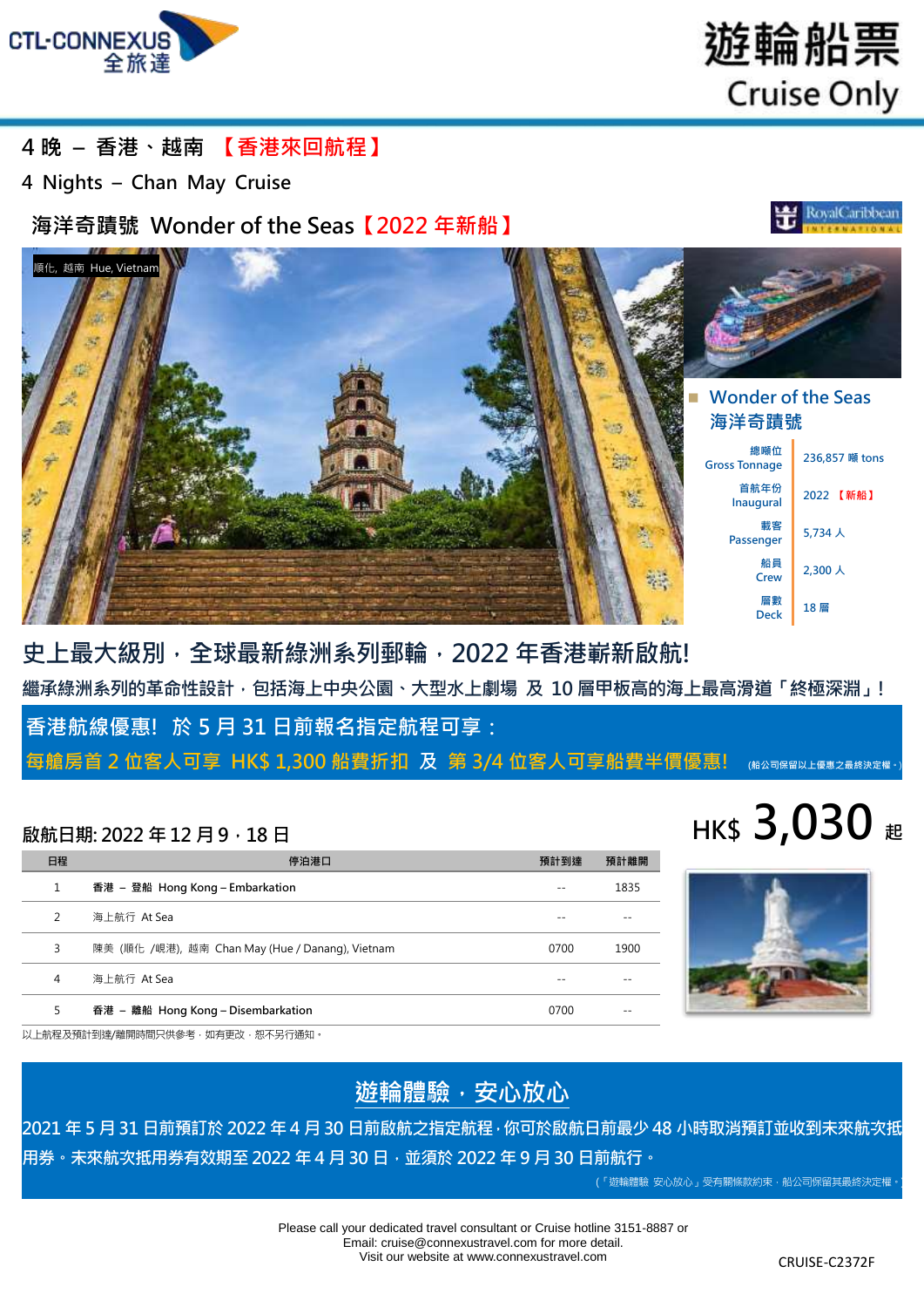遊輪船票
Cruise Only

# 4 晚 – 香港、越南 【香港來回航程】

## 4 Nights – Chan May Cruise

## 海洋奇蹟號 Wonder of the Seas【2022 年新船】

順化, 越南 Hue, Vietnam

**Wonder of the Seas 海洋奇蹟號**

| | |
|---|---|
| 總噸位 Gross Tonnage | 236,857 噸 tons |
| 首航年份 Inaugural | 2022 【新船】 |
| 載客 Passenger | 5,734 人 |
| 船員 Crew | 2,300 人 |
| 層數 Deck | 18 層 |

## 史上最大級別，全球最新綠洲系列郵輪，2022 年香港嶄新啟航!

**繼承綠洲系列的革命性設計，包括海上中央公園、大型水上劇場 及 10 層甲板高的海上最高滑道「終極深淵」!**

**香港航線優惠! 於 5 月 31 日前報名指定航程可享：**

**每艙房首 2 位客人可享 HK$ 1,300 船費折扣 及 第 3/4 位客人可享船費半價優惠!** (船公司保留以上優惠之最終決定權。)

**啟航日期: 2022 年 12 月 9，18 日**

**HK$ 3,030 起**

| 日程 | 停泊港口 | 預計到達 | 預計離開 |
|---|---|---|---|
| 1 | **香港 – 登船 Hong Kong – Embarkation** | -- | 1835 |
| 2 | 海上航行 At Sea | -- | -- |
| 3 | 陳美 (順化 /峴港), 越南 Chan May (Hue / Danang), Vietnam | 0700 | 1900 |
| 4 | 海上航行 At Sea | -- | -- |
| 5 | **香港 – 離船 Hong Kong – Disembarkation** | 0700 | -- |

以上航程及預計到達/離開時間只供參考，如有更改，恕不另行通知。

## 遊輪體驗，安心放心

**2021 年 5 月 31 日前預訂於 2022 年 4 月 30 日前啟航之指定航程，你可於啟航日前最少 48 小時取消預訂並收到未來航次抵用券。未來航次抵用券有效期至 2022 年 4 月 30 日，並須於 2022 年 9 月 30 日前航行。**

(「遊輪體驗 安心放心」受有關條款約束，船公司保留其最終決定權。)

Please call your dedicated travel consultant or Cruise hotline 3151-8887 or
Email: cruise@connexustravel.com for more detail.
Visit our website at www.connexustravel.com

CRUISE-C2372F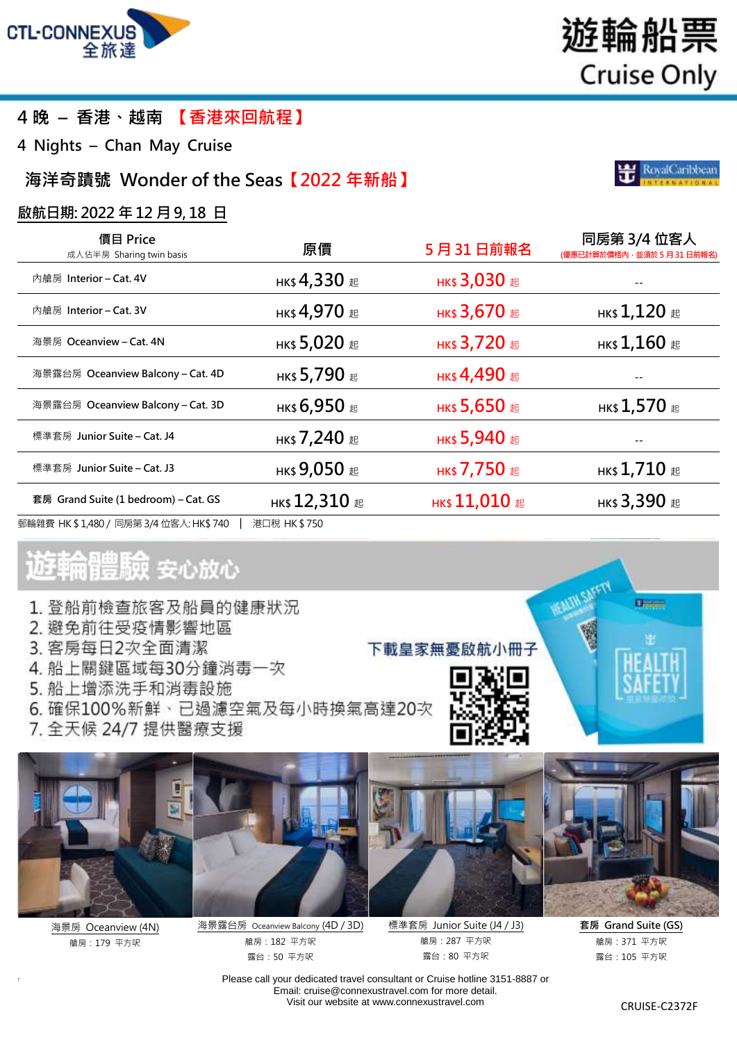# 遊輪船票 Cruise Only

## 4 晚 – 香港、越南 【香港來回航程】

4 Nights – Chan May Cruise

## 海洋奇蹟號 Wonder of the Seas【2022 年新船】

**啟航日期: 2022 年 12 月 9, 18 日**

| 價目 Price 成人佔半房 Sharing twin basis | 原價 | 5 月 31 日前報名 | 同房第 3/4 位客人 (優惠已計算於價格內，並須於 5 月 31 日前報名) |
|---|---|---|---|
| 內艙房 Interior – Cat. 4V | HK$ 4,330 起 | HK$ 3,030 起 | -- |
| 內艙房 Interior – Cat. 3V | HK$ 4,970 起 | HK$ 3,670 起 | HK$ 1,120 起 |
| 海景房 Oceanview – Cat. 4N | HK$ 5,020 起 | HK$ 3,720 起 | HK$ 1,160 起 |
| 海景露台房 Oceanview Balcony – Cat. 4D | HK$ 5,790 起 | HK$ 4,490 起 | -- |
| 海景露台房 Oceanview Balcony – Cat. 3D | HK$ 6,950 起 | HK$ 5,650 起 | HK$ 1,570 起 |
| 標準套房 Junior Suite – Cat. J4 | HK$ 7,240 起 | HK$ 5,940 起 | -- |
| 標準套房 Junior Suite – Cat. J3 | HK$ 9,050 起 | HK$ 7,750 起 | HK$ 1,710 起 |
| 套房 Grand Suite (1 bedroom) – Cat. GS | HK$ 12,310 起 | HK$ 11,010 起 | HK$ 3,390 起 |

郵輪雜費 HK $ 1,480 / 同房第 3/4 位客人: HK$ 740 | 港口稅 HK $ 750

## 遊輪體驗 安心放心

1. 登船前檢查旅客及船員的健康狀況
2. 避免前往受疫情影響地區
3. 客房每日2次全面清潔
4. 船上關鍵區域每30分鐘消毒一次
5. 船上增添洗手和消毒設施
6. 確保100%新鮮、已過濾空氣及每小時換氣高達20次
7. 全天候 24/7 提供醫療支援

下載皇家無憂啟航小冊子

海景房 Oceanview (4N)
艙房：179 平方呎

海景露台房 Oceanview Balcony (4D / 3D)
艙房：182 平方呎
露台：50 平方呎

標準套房 Junior Suite (J4 / J3)
艙房：287 平方呎
露台：80 平方呎

套房 Grand Suite (GS)
艙房：371 平方呎
露台：105 平方呎

Please call your dedicated travel consultant or Cruise hotline 3151-8887 or Email: cruise@connexustravel.com for more detail.
Visit our website at www.connexustravel.com

CRUISE-C2372F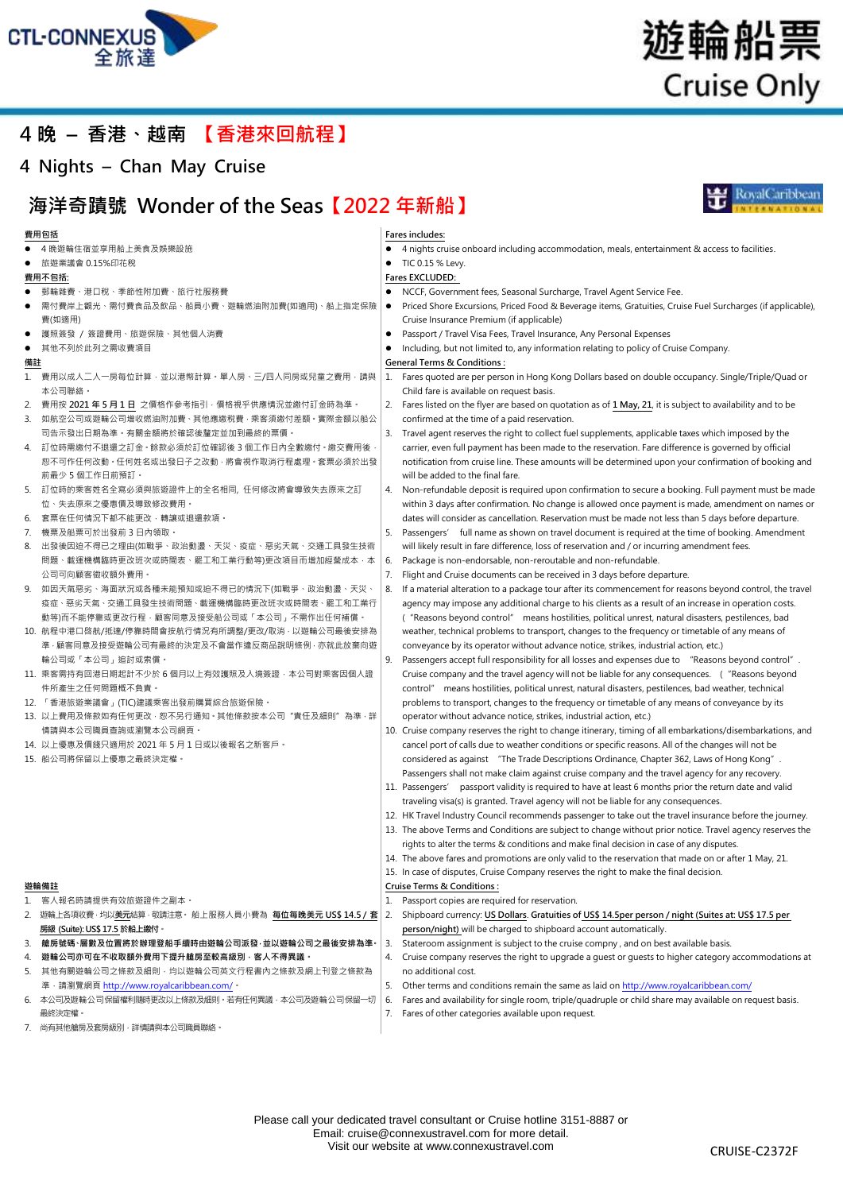CTL·CONNEXUS 全旅達

# 遊輪船票 Cruise Only

## 4 晚 – 香港、越南 【香港來回航程】

## 4 Nights – Chan May Cruise

## 海洋奇蹟號 Wonder of the Seas【2022 年新船】

**費用包括**

- 4 晚遊輪住宿並享用船上美食及娛樂設施
- 旅遊業議會 0.15%印花稅

**費用不包括:**

- 郵輪雜費、港口稅、季節性附加費、旅行社服務費
- 需付費岸上觀光、需付費食品及飲品、船員小費、遊輪燃油附加費(如適用)、船上指定保險費(如適用)
- 護照簽發 / 簽證費用、旅遊保險、其他個人消費
- 其他不列於此列之需收費項目

**備註**

1. 費用以成人二人一房每位計算，並以港幣計算。單人房、三/四人同房或兒童之費用，請與本公司聯絡。
2. 費用按 **2021 年 5 月 1 日** 之價格作參考指引，價格視乎供應情況並繳付訂金時為準。
3. 如航空公司或遊輪公司增收燃油附加費、其他應繳稅費，乘客須繳付差額。實際金額以船公司告示發出日期為準。有關金額將於確認後釐定並加到最終的票價。
4. 訂位時需繳付不退還之訂金。餘款必須於訂位確認後 3 個工作日內全數繳付。繳交費用後，恕不可作任何改動。任何姓名或出發日子之改動，將會視作取消行程處理。套票必須於出發前最少 5 個工作日前預訂。
5. 訂位時的乘客姓名全寫必須與旅遊證件上的全名相同，任何修改將會導致失去原來之訂位、失去原來之優惠價及導致修改費用。
6. 套票在任何情況下都不能更改、轉讓或退還款項。
7. 機票及船票可於出發前 3 日內領取。
8. 出發後因迫不得已之理由(如戰爭、政治動盪、天災、疫症、惡劣天氣、交通工具發生技術問題、載運機構臨時更改班次或時間表、罷工和工業行動等)更改項目而增加經營成本，本公司可向顧客徵收額外費用。
9. 如因天氣惡劣、海面狀況或各種未能預知或迫不得已的情況下(如戰爭、政治動盪、天災、疫症、惡劣天氣、交通工具發生技術問題、載運機構臨時更改班次或時間表、罷工和工業行動等)而不能停靠或更改行程，顧客同意及接受船公司或「本公司」不需作出任何補償。
10. 航程中港口登航/抵達/停靠時間會按航行情況而作調整/更改/取消，以遊輪公司最後安排為準，顧客同意及接受遊輪公司有最終的決定及不會當作違反商品說明條例，亦就此放棄向遊輪公司或「本公司」追討或索償。
11. 乘客需持有回港日期起計不少於 6 個月以上有效護照及入境簽證，本公司對乘客因個人證件所產生之任何問題概不負責。
12. 「香港旅遊業議會」(TIC)建議乘客出發前購買綜合旅遊保險。
13. 以上費用及條款如有任何更改，恕不另行通知。其他條款按本公司"責任及細則"為準，詳情請與本公司職員查詢或瀏覽本公司網頁。
14. 以上優惠及價錢只適用於 2021 年 5 月 1 日或以後報名之新客戶。
15. 船公司將保留以上優惠之最終決定權。

**遊輪備註**

1. 客人報名時請提供有效旅遊證件之副本。
2. 遊輪上各項收費，均以美元結算，敬請注意。船上服務人員小費為 **每位每晚美元 US$ 14.5 / 套房級 (Suite): US$ 17.5 於船上繳付**。
3. **艙房號碼、層數及位置將於辦理登船手續時由遊輪公司派發，並以遊輪公司之最後安排為準。**
4. **遊輪公司亦可在不收取額外費用下提升艙房至較高級別，客人不得異議。**
5. 其他有關遊輪公司之條款及細則，均以遊輪公司英文行程書內之條款及網上刊登之條款為準，請瀏覽網頁 http://www.royalcaribbean.com/。
6. 本公司及遊輪公司保留權利隨時更改以上條款及細則。若有任何異議，本公司及遊輪公司保留一切最終決定權。
7. 尚有其他艙房及套房級別，詳情請與本公司職員聯絡。

**Fares includes:**

- 4 nights cruise onboard including accommodation, meals, entertainment & access to facilities.
- TIC 0.15 % Levy.

**Fares EXCLUDED:**

- NCCF, Government fees, Seasonal Surcharge, Travel Agent Service Fee.
- Priced Shore Excursions, Priced Food & Beverage items, Gratuities, Cruise Fuel Surcharges (if applicable), Cruise Insurance Premium (if applicable)
- Passport / Travel Visa Fees, Travel Insurance, Any Personal Expenses
- Including, but not limited to, any information relating to policy of Cruise Company.

**General Terms & Conditions :**

1. Fares quoted are per person in Hong Kong Dollars based on double occupancy. Single/Triple/Quad or Child fare is available on request basis.
2. Fares listed on the flyer are based on quotation as of **1 May, 21**, it is subject to availability and to be confirmed at the time of a paid reservation.
3. Travel agent reserves the right to collect fuel supplements, applicable taxes which imposed by the carrier, even full payment has been made to the reservation. Fare difference is governed by official notification from cruise line. These amounts will be determined upon your confirmation of booking and will be added to the final fare.
4. Non-refundable deposit is required upon confirmation to secure a booking. Full payment must be made within 3 days after confirmation. No change is allowed once payment is made, amendment on names or dates will consider as cancellation. Reservation must be made not less than 5 days before departure.
5. Passengers' full name as shown on travel document is required at the time of booking. Amendment will likely result in fare difference, loss of reservation and / or incurring amendment fees.
6. Package is non-endorsable, non-reroutable and non-refundable.
7. Flight and Cruise documents can be received in 3 days before departure.
8. If a material alteration to a package tour after its commencement for reasons beyond control, the travel agency may impose any additional charge to his clients as a result of an increase in operation costs. ("Reasons beyond control" means hostilities, political unrest, natural disasters, pestilences, bad weather, technical problems to transport, changes to the frequency or timetable of any means of conveyance by its operator without advance notice, strikes, industrial action, etc.)
9. Passengers accept full responsibility for all losses and expenses due to "Reasons beyond control". Cruise company and the travel agency will not be liable for any consequences. ("Reasons beyond control" means hostilities, political unrest, natural disasters, pestilences, bad weather, technical problems to transport, changes to the frequency or timetable of any means of conveyance by its operator without advance notice, strikes, industrial action, etc.)
10. Cruise company reserves the right to change itinerary, timing of all embarkations/disembarkations, and cancel port of calls due to weather conditions or specific reasons. All of the changes will not be considered as against "The Trade Descriptions Ordinance, Chapter 362, Laws of Hong Kong". Passengers shall not make claim against cruise company and the travel agency for any recovery.
11. Passengers' passport validity is required to have at least 6 months prior the return date and valid traveling visa(s) is granted. Travel agency will not be liable for any consequences.
12. HK Travel Industry Council recommends passenger to take out the travel insurance before the journey.
13. The above Terms and Conditions are subject to change without prior notice. Travel agency reserves the rights to alter the terms & conditions and make final decision in case of any disputes.
14. The above fares and promotions are only valid to the reservation that made on or after 1 May, 21.
15. In case of disputes, Cruise Company reserves the right to make the final decision.

**Cruise Terms & Conditions :**

1. Passport copies are required for reservation.
2. Shipboard currency: US Dollars. **Gratuities of US$ 14.5per person / night (Suites at: US$ 17.5 per person/night)** will be charged to shipboard account automatically.
3. Stateroom assignment is subject to the cruise company, and on best available basis.
4. Cruise company reserves the right to upgrade a guest or guests to higher category accommodations at no additional cost.
5. Other terms and conditions remain the same as laid on http://www.royalcaribbean.com/
6. Fares and availability for single room, triple/quadruple or child share may available on request basis.
7. Fares of other categories available upon request.

Please call your dedicated travel consultant or Cruise hotline 3151-8887 or Email: cruise@connexustravel.com for more detail. Visit our website at www.connexustravel.com

CRUISE-C2372F